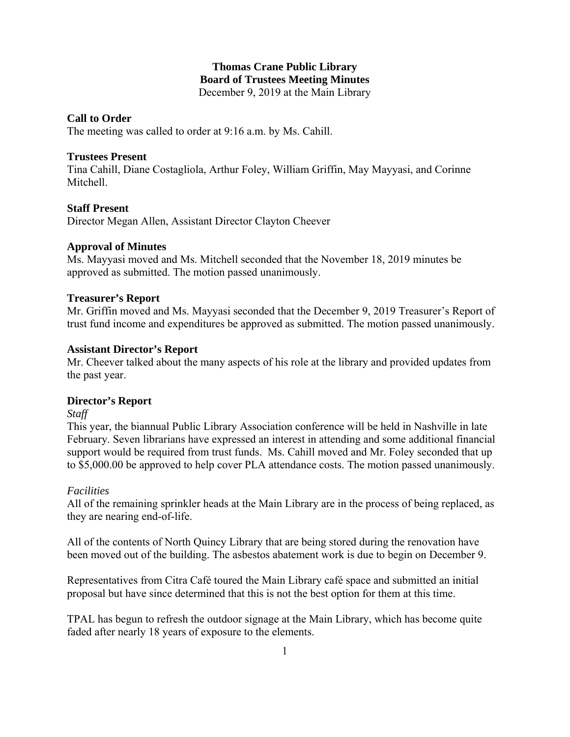# Thomas Crane Public Library
## Board of Trustees Meeting Minutes

December 9, 2019 at the Main Library

### Call to Order

The meeting was called to order at 9:16 a.m. by Ms. Cahill.

### Trustees Present

Tina Cahill, Diane Costagliola, Arthur Foley, William Griffin, May Mayyasi, and Corinne Mitchell.

### Staff Present

Director Megan Allen, Assistant Director Clayton Cheever

### Approval of Minutes

Ms. Mayyasi moved and Ms. Mitchell seconded that the November 18, 2019 minutes be approved as submitted. The motion passed unanimously.

### Treasurer's Report

Mr. Griffin moved and Ms. Mayyasi seconded that the December 9, 2019 Treasurer's Report of trust fund income and expenditures be approved as submitted. The motion passed unanimously.

### Assistant Director's Report

Mr. Cheever talked about the many aspects of his role at the library and provided updates from the past year.

### Director's Report

*Staff*

This year, the biannual Public Library Association conference will be held in Nashville in late February. Seven librarians have expressed an interest in attending and some additional financial support would be required from trust funds. Ms. Cahill moved and Mr. Foley seconded that up to $5,000.00 be approved to help cover PLA attendance costs. The motion passed unanimously.

*Facilities*

All of the remaining sprinkler heads at the Main Library are in the process of being replaced, as they are nearing end-of-life.

All of the contents of North Quincy Library that are being stored during the renovation have been moved out of the building. The asbestos abatement work is due to begin on December 9.

Representatives from Citra Café toured the Main Library café space and submitted an initial proposal but have since determined that this is not the best option for them at this time.

TPAL has begun to refresh the outdoor signage at the Main Library, which has become quite faded after nearly 18 years of exposure to the elements.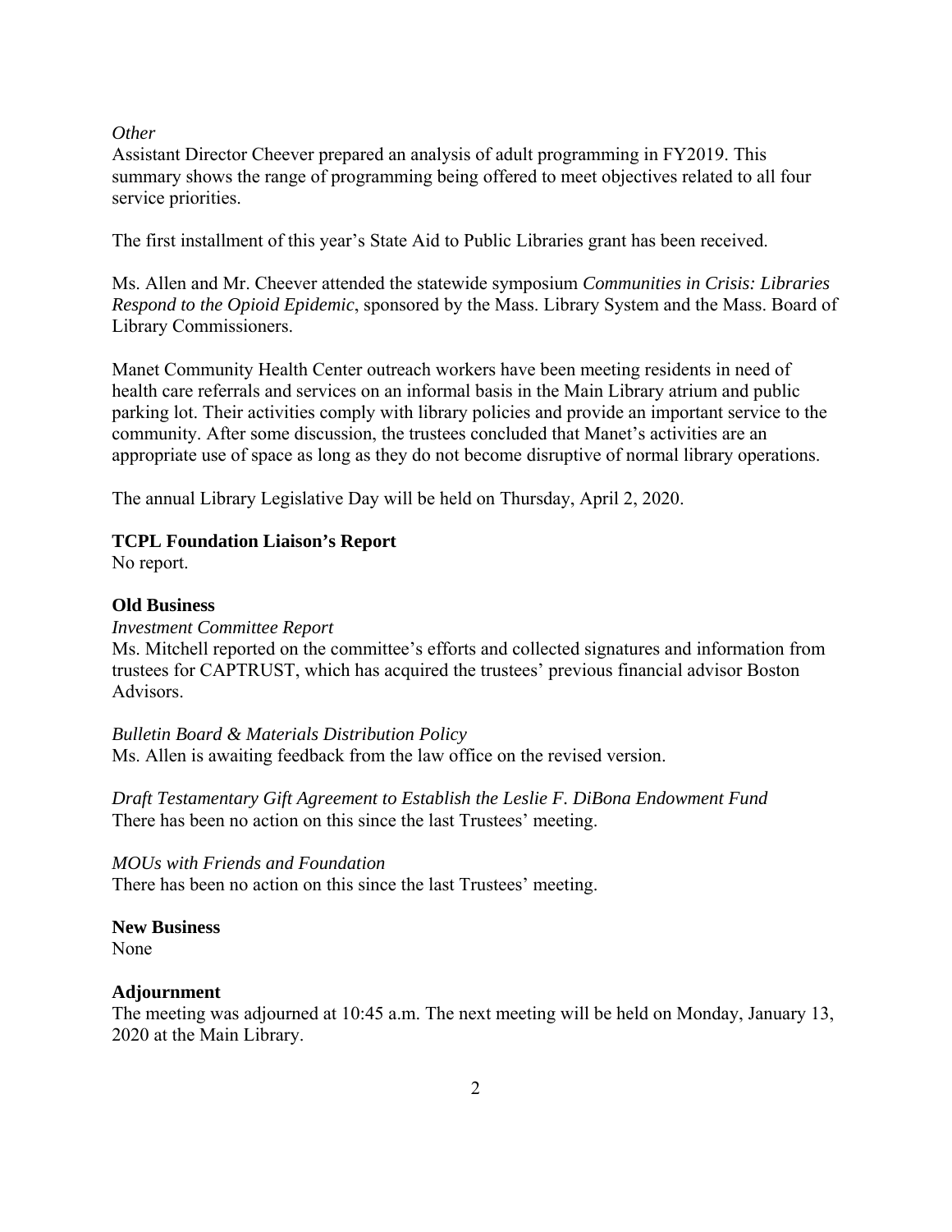*Other*

Assistant Director Cheever prepared an analysis of adult programming in FY2019. This summary shows the range of programming being offered to meet objectives related to all four service priorities.

The first installment of this year's State Aid to Public Libraries grant has been received.

Ms. Allen and Mr. Cheever attended the statewide symposium *Communities in Crisis: Libraries Respond to the Opioid Epidemic*, sponsored by the Mass. Library System and the Mass. Board of Library Commissioners.

Manet Community Health Center outreach workers have been meeting residents in need of health care referrals and services on an informal basis in the Main Library atrium and public parking lot. Their activities comply with library policies and provide an important service to the community. After some discussion, the trustees concluded that Manet's activities are an appropriate use of space as long as they do not become disruptive of normal library operations.

The annual Library Legislative Day will be held on Thursday, April 2, 2020.

**TCPL Foundation Liaison's Report**

No report.

**Old Business**

*Investment Committee Report*

Ms. Mitchell reported on the committee's efforts and collected signatures and information from trustees for CAPTRUST, which has acquired the trustees' previous financial advisor Boston Advisors.

*Bulletin Board & Materials Distribution Policy*

Ms. Allen is awaiting feedback from the law office on the revised version.

*Draft Testamentary Gift Agreement to Establish the Leslie F. DiBona Endowment Fund*

There has been no action on this since the last Trustees' meeting.

*MOUs with Friends and Foundation*

There has been no action on this since the last Trustees' meeting.

**New Business**

None

**Adjournment**

The meeting was adjourned at 10:45 a.m. The next meeting will be held on Monday, January 13, 2020 at the Main Library.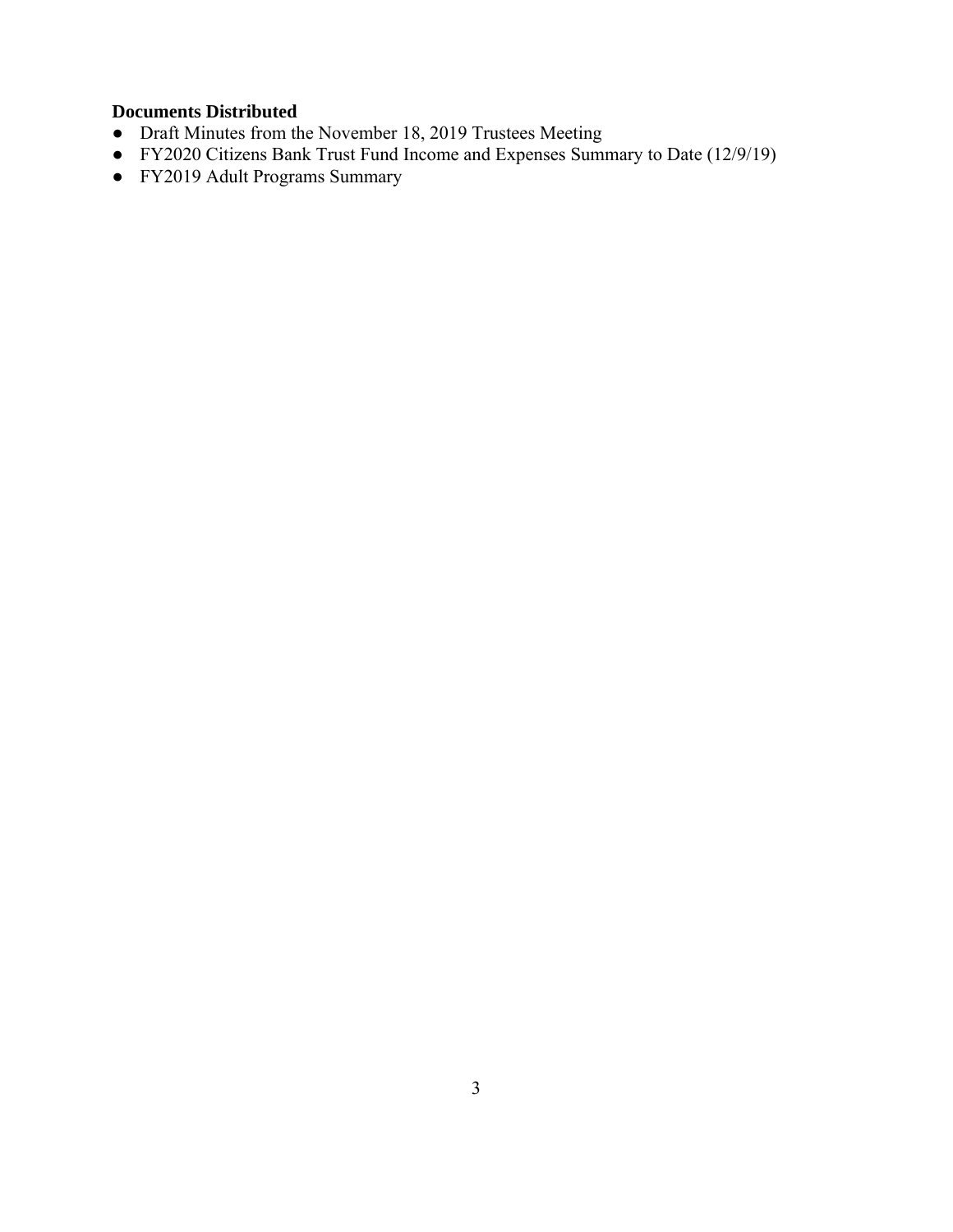**Documents Distributed**

- Draft Minutes from the November 18, 2019 Trustees Meeting
- FY2020 Citizens Bank Trust Fund Income and Expenses Summary to Date (12/9/19)
- FY2019 Adult Programs Summary